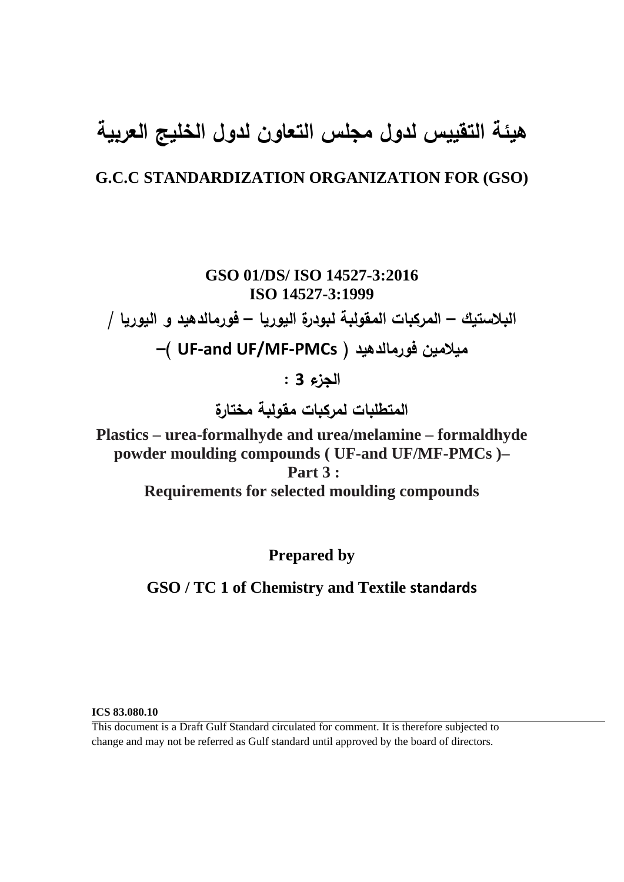# هيئة التقييس لدول مجلس التعاون لدول الخليج العربية

## G.C.C STANDARDIZATION ORGANIZATION FOR (GSO)

**GSO 01/DS/ ISO 14527-3:2016**
**ISO 14527-3:1999**

**البلاستيك – المركبات المقولبة لبودرة اليوريا – فورمالدهيد و اليوريا /**

**ميلامين فورمالدهيد ( UF-and UF/MF-PMCs )–**

**الجزء 3 :**

**المتطلبات لمركبات مقولبة مختارة**

**Plastics – urea-formalhyde and urea/melamine – formaldhyde powder moulding compounds ( UF-and UF/MF-PMCs )–**
**Part 3 :**
**Requirements for selected moulding compounds**

**Prepared by**

**GSO / TC 1 of Chemistry and Textile standards**

**ICS 83.080.10**

This document is a Draft Gulf Standard circulated for comment. It is therefore subjected to change and may not be referred as Gulf standard until approved by the board of directors.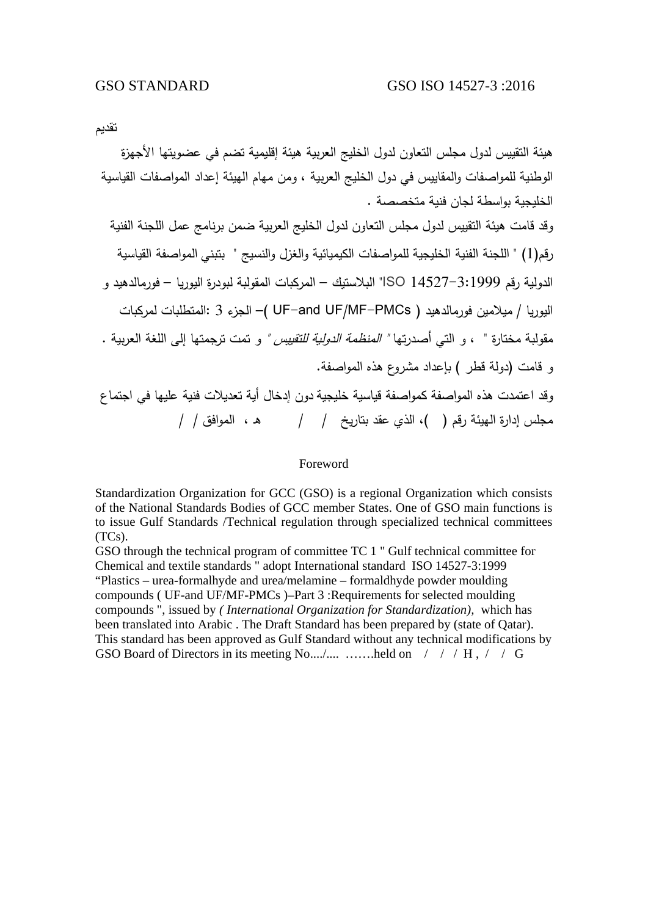تقديم

هيئة التقييس لدول مجلس التعاون لدول الخليج العربية هيئة إقليمية تضم في عضويتها الأجهزة الوطنية للمواصفات والمقاييس في دول الخليج العربية ، ومن مهام الهيئة إعداد المواصفات القياسية الخليجية بواسطة لجان فنية متخصصة .

وقد قامت هيئة التقييس لدول مجلس التعاون لدول الخليج العربية ضمن برنامج عمل اللجنة الفنية رقم(1) " اللجنة الفنية الخليجية للمواصفات الكيميائية والغزل والنسيج " بتبني المواصفة القياسية الدولية رقم ISO 14527-3:1999" البلاستيك – المركبات المقولبة لبودرة اليوريا – فورمالدهيد و اليوريا / ميلامين فورمالدهيد ( UF-and UF/MF-PMCs )– الجزء 3 :المتطلبات لمركبات مقولبة مختارة " ، و التي أصدرتها " *المنظمة الدولية للتقييس* " و تمت ترجمتها إلى اللغة العربية . و قامت (دولة قطر ) بإعداد مشروع هذه المواصفة.

وقد اعتمدت هذه المواصفة كمواصفة قياسية خليجية دون إدخال أية تعديلات فنية عليها في اجتماع مجلس إدارة الهيئة رقم ( )، الذي عقد بتاريخ / / هـ ، الموافق / / 

Foreword

Standardization Organization for GCC (GSO) is a regional Organization which consists of the National Standards Bodies of GCC member States. One of GSO main functions is to issue Gulf Standards /Technical regulation through specialized technical committees (TCs).

GSO through the technical program of committee TC 1 " Gulf technical committee for Chemical and textile standards " adopt International standard ISO 14527-3:1999 “Plastics – urea-formalhyde and urea/melamine – formaldhyde powder moulding compounds ( UF-and UF/MF-PMCs )–Part 3 :Requirements for selected moulding compounds ", issued by *( International Organization for Standardization)*, which has been translated into Arabic . The Draft Standard has been prepared by (state of Qatar). This standard has been approved as Gulf Standard without any technical modifications by GSO Board of Directors in its meeting No..../.... …….held on / / / H , / / G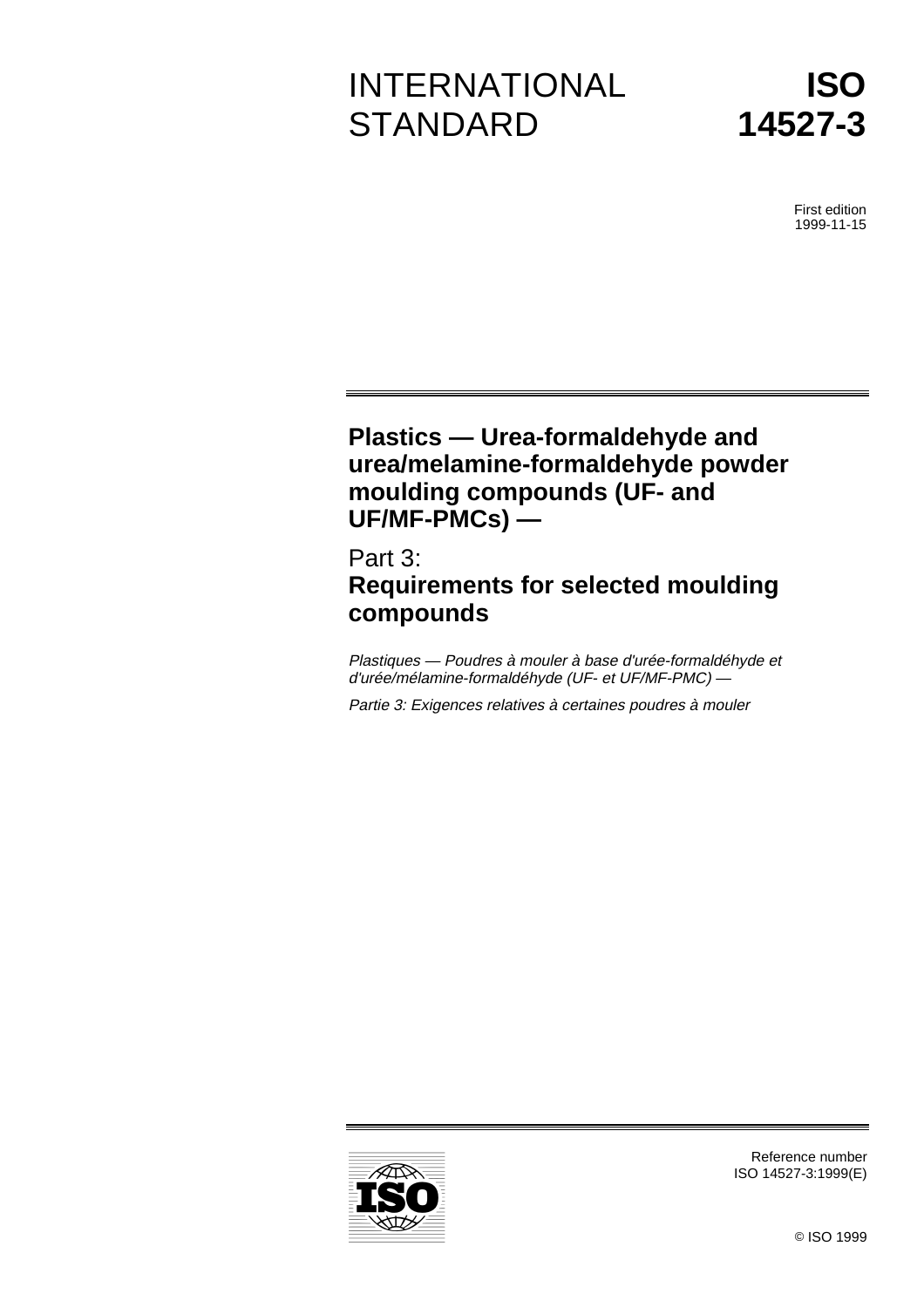# INTERNATIONAL STANDARD

# ISO 14527-3

First edition
1999-11-15

## Plastics — Urea-formaldehyde and urea/melamine-formaldehyde powder moulding compounds (UF- and UF/MF-PMCs) —

## Part 3:
## Requirements for selected moulding compounds

*Plastiques — Poudres à mouler à base d'urée-formaldéhyde et d'urée/mélamine-formaldéhyde (UF- et UF/MF-PMC) —*

*Partie 3: Exigences relatives à certaines poudres à mouler*

Reference number
ISO 14527-3:1999(E)

© ISO 1999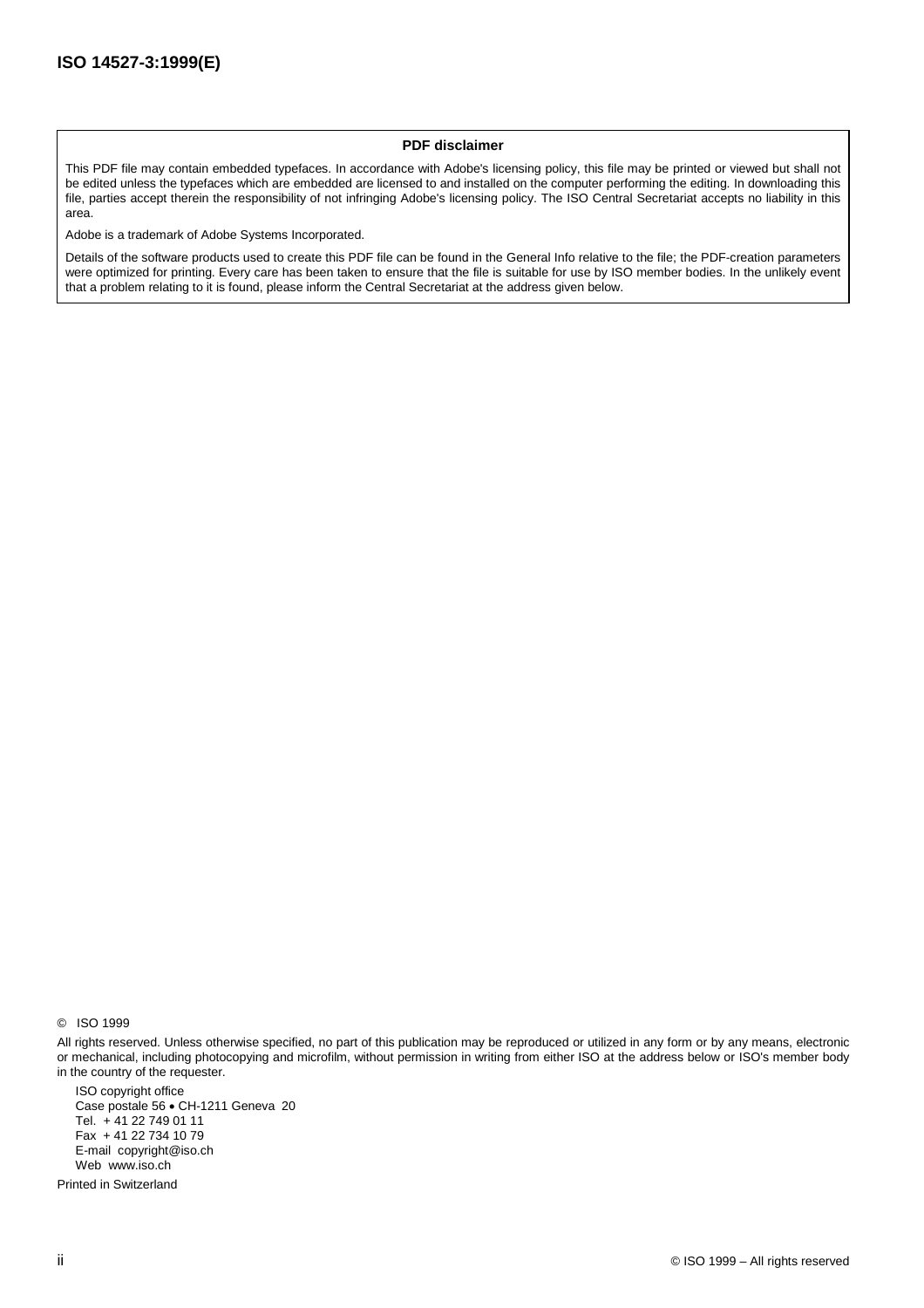**PDF disclaimer**

This PDF file may contain embedded typefaces. In accordance with Adobe's licensing policy, this file may be printed or viewed but shall not be edited unless the typefaces which are embedded are licensed to and installed on the computer performing the editing. In downloading this file, parties accept therein the responsibility of not infringing Adobe's licensing policy. The ISO Central Secretariat accepts no liability in this area.

Adobe is a trademark of Adobe Systems Incorporated.

Details of the software products used to create this PDF file can be found in the General Info relative to the file; the PDF-creation parameters were optimized for printing. Every care has been taken to ensure that the file is suitable for use by ISO member bodies. In the unlikely event that a problem relating to it is found, please inform the Central Secretariat at the address given below.

© ISO 1999

All rights reserved. Unless otherwise specified, no part of this publication may be reproduced or utilized in any form or by any means, electronic or mechanical, including photocopying and microfilm, without permission in writing from either ISO at the address below or ISO's member body in the country of the requester.

ISO copyright office
Case postale 56 • CH-1211 Geneva 20
Tel. + 41 22 749 01 11
Fax + 41 22 734 10 79
E-mail copyright@iso.ch
Web www.iso.ch

Printed in Switzerland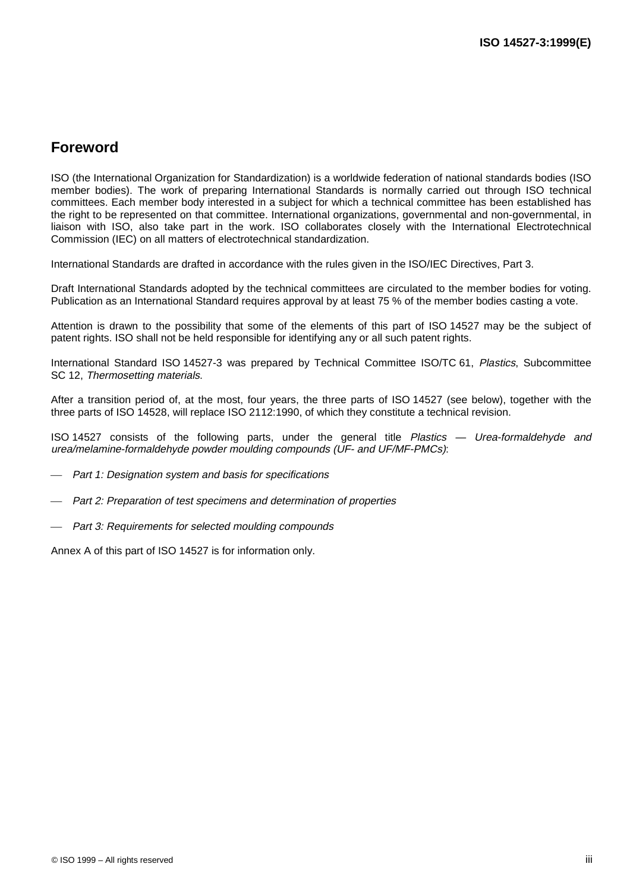## Foreword

ISO (the International Organization for Standardization) is a worldwide federation of national standards bodies (ISO member bodies). The work of preparing International Standards is normally carried out through ISO technical committees. Each member body interested in a subject for which a technical committee has been established has the right to be represented on that committee. International organizations, governmental and non-governmental, in liaison with ISO, also take part in the work. ISO collaborates closely with the International Electrotechnical Commission (IEC) on all matters of electrotechnical standardization.

International Standards are drafted in accordance with the rules given in the ISO/IEC Directives, Part 3.

Draft International Standards adopted by the technical committees are circulated to the member bodies for voting. Publication as an International Standard requires approval by at least 75 % of the member bodies casting a vote.

Attention is drawn to the possibility that some of the elements of this part of ISO 14527 may be the subject of patent rights. ISO shall not be held responsible for identifying any or all such patent rights.

International Standard ISO 14527-3 was prepared by Technical Committee ISO/TC 61, *Plastics*, Subcommittee SC 12, *Thermosetting materials*.

After a transition period of, at the most, four years, the three parts of ISO 14527 (see below), together with the three parts of ISO 14528, will replace ISO 2112:1990, of which they constitute a technical revision.

ISO 14527 consists of the following parts, under the general title *Plastics — Urea-formaldehyde and urea/melamine-formaldehyde powder moulding compounds (UF- and UF/MF-PMCs)*:

- *Part 1: Designation system and basis for specifications*
- *Part 2: Preparation of test specimens and determination of properties*
- *Part 3: Requirements for selected moulding compounds*

Annex A of this part of ISO 14527 is for information only.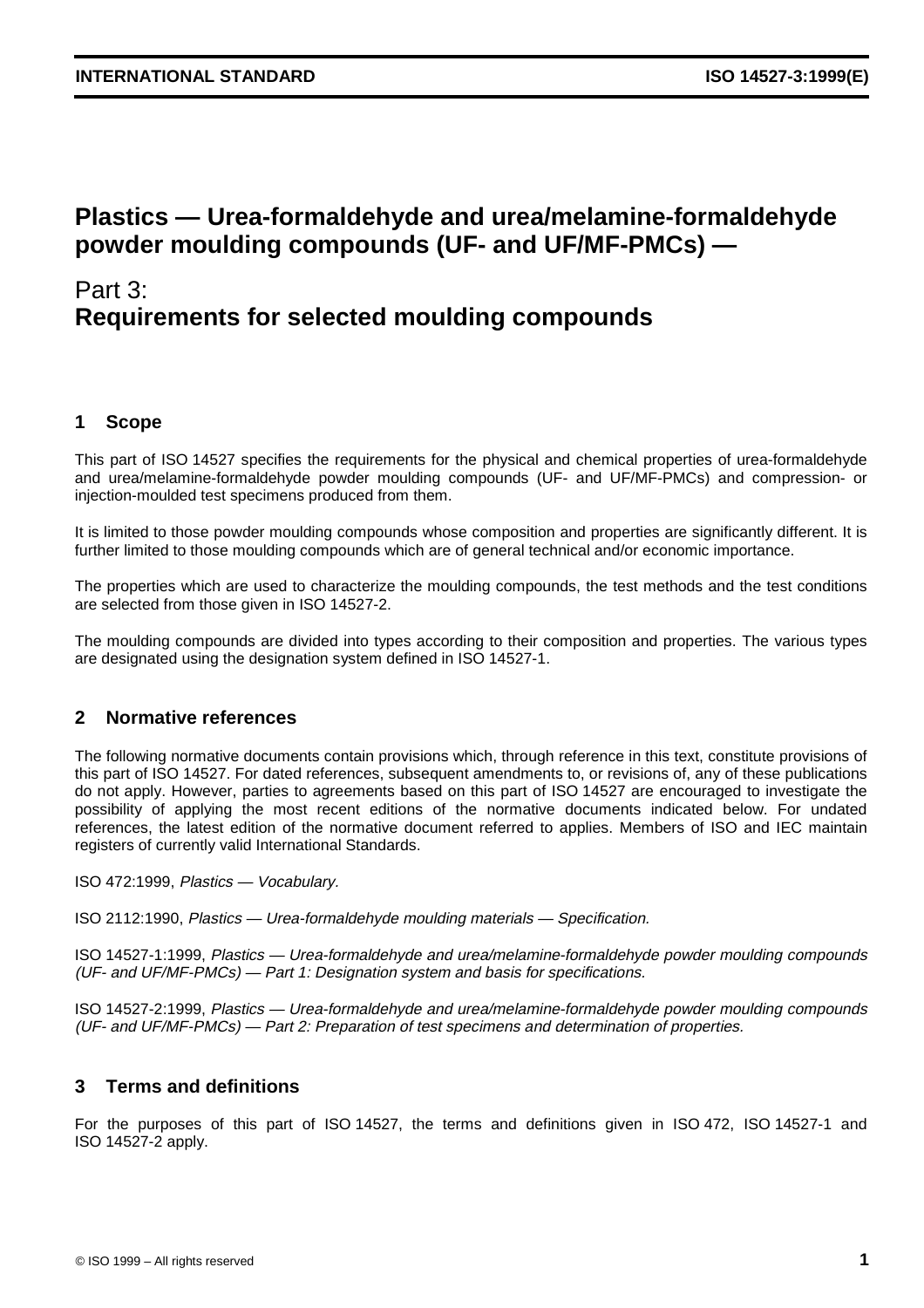# Plastics — Urea-formaldehyde and urea/melamine-formaldehyde powder moulding compounds (UF- and UF/MF-PMCs) —

## Part 3:
## Requirements for selected moulding compounds

## 1 Scope

This part of ISO 14527 specifies the requirements for the physical and chemical properties of urea-formaldehyde and urea/melamine-formaldehyde powder moulding compounds (UF- and UF/MF-PMCs) and compression- or injection-moulded test specimens produced from them.

It is limited to those powder moulding compounds whose composition and properties are significantly different. It is further limited to those moulding compounds which are of general technical and/or economic importance.

The properties which are used to characterize the moulding compounds, the test methods and the test conditions are selected from those given in ISO 14527-2.

The moulding compounds are divided into types according to their composition and properties. The various types are designated using the designation system defined in ISO 14527-1.

## 2 Normative references

The following normative documents contain provisions which, through reference in this text, constitute provisions of this part of ISO 14527. For dated references, subsequent amendments to, or revisions of, any of these publications do not apply. However, parties to agreements based on this part of ISO 14527 are encouraged to investigate the possibility of applying the most recent editions of the normative documents indicated below. For undated references, the latest edition of the normative document referred to applies. Members of ISO and IEC maintain registers of currently valid International Standards.

ISO 472:1999, *Plastics — Vocabulary.*

ISO 2112:1990, *Plastics — Urea-formaldehyde moulding materials — Specification.*

ISO 14527-1:1999, *Plastics — Urea-formaldehyde and urea/melamine-formaldehyde powder moulding compounds (UF- and UF/MF-PMCs) — Part 1: Designation system and basis for specifications.*

ISO 14527-2:1999, *Plastics — Urea-formaldehyde and urea/melamine-formaldehyde powder moulding compounds (UF- and UF/MF-PMCs) — Part 2: Preparation of test specimens and determination of properties.*

## 3 Terms and definitions

For the purposes of this part of ISO 14527, the terms and definitions given in ISO 472, ISO 14527-1 and ISO 14527-2 apply.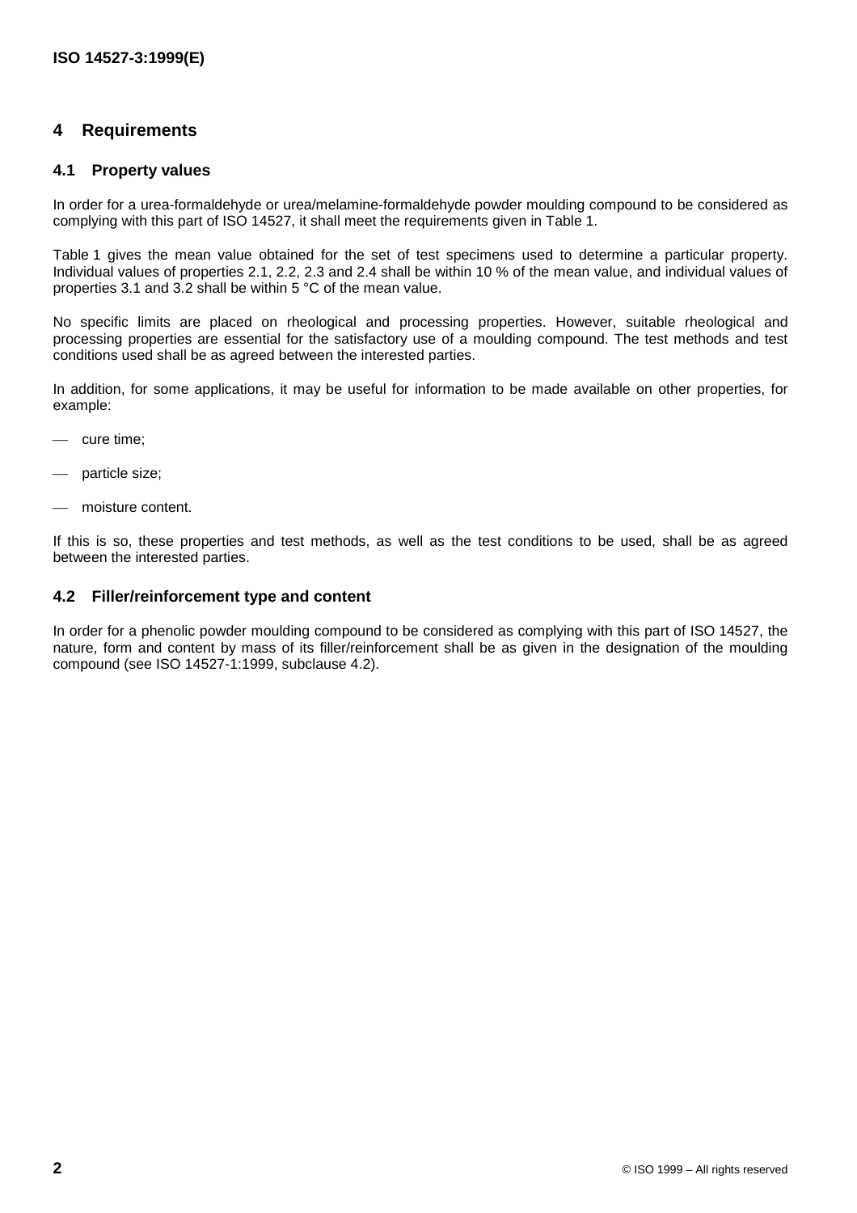## 4 Requirements

### 4.1 Property values

In order for a urea-formaldehyde or urea/melamine-formaldehyde powder moulding compound to be considered as complying with this part of ISO 14527, it shall meet the requirements given in Table 1.

Table 1 gives the mean value obtained for the set of test specimens used to determine a particular property. Individual values of properties 2.1, 2.2, 2.3 and 2.4 shall be within 10 % of the mean value, and individual values of properties 3.1 and 3.2 shall be within 5 °C of the mean value.

No specific limits are placed on rheological and processing properties. However, suitable rheological and processing properties are essential for the satisfactory use of a moulding compound. The test methods and test conditions used shall be as agreed between the interested parties.

In addition, for some applications, it may be useful for information to be made available on other properties, for example:

- cure time;
- particle size;
- moisture content.

If this is so, these properties and test methods, as well as the test conditions to be used, shall be as agreed between the interested parties.

### 4.2 Filler/reinforcement type and content

In order for a phenolic powder moulding compound to be considered as complying with this part of ISO 14527, the nature, form and content by mass of its filler/reinforcement shall be as given in the designation of the moulding compound (see ISO 14527-1:1999, subclause 4.2).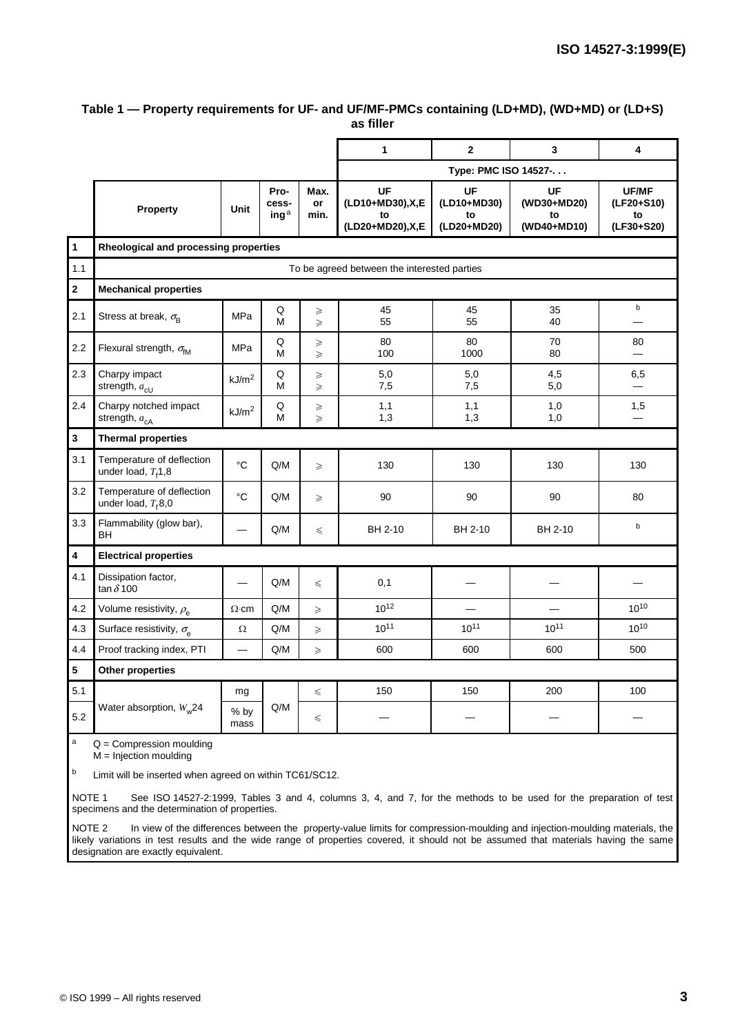**Table 1 — Property requirements for UF- and UF/MF-PMCs containing (LD+MD), (WD+MD) or (LD+S) as filler**

| | | | | | 1 | 2 | 3 | 4 |
|---|---|---|---|---|---|---|---|---|
| | | | | | Type: PMC ISO 14527-. . . | | | |
| | Property | Unit | Processing[a] | Max. or min. | UF (LD10+MD30),X,E to (LD20+MD20),X,E | UF (LD10+MD30) to (LD20+MD20) | UF (WD30+MD20) to (WD40+MD10) | UF/MF (LF20+S10) to (LF30+S20) |
| **1** | **Rheological and processing properties** | | | | | | | |
| 1.1 | To be agreed between the interested parties | | | | | | | |
| **2** | **Mechanical properties** | | | | | | | |
| 2.1 | Stress at break, $\sigma_B$ | MPa | Q<br>M | ⩾<br>⩾ | 45<br>55 | 45<br>55 | 35<br>40 | [b]<br>— |
| 2.2 | Flexural strength, $\sigma_{fM}$ | MPa | Q<br>M | ⩾<br>⩾ | 80<br>100 | 80<br>1000 | 70<br>80 | 80<br>— |
| 2.3 | Charpy impact strength, $a_{cU}$ | kJ/m$^2$ | Q<br>M | ⩾<br>⩾ | 5,0<br>7,5 | 5,0<br>7,5 | 4,5<br>5,0 | 6,5<br>— |
| 2.4 | Charpy notched impact strength, $a_{cA}$ | kJ/m$^2$ | Q<br>M | ⩾<br>⩾ | 1,1<br>1,3 | 1,1<br>1,3 | 1,0<br>1,0 | 1,5<br>— |
| **3** | **Thermal properties** | | | | | | | |
| 3.1 | Temperature of deflection under load, $T_f$1,8 | °C | Q/M | ⩾ | 130 | 130 | 130 | 130 |
| 3.2 | Temperature of deflection under load, $T_f$8,0 | °C | Q/M | ⩾ | 90 | 90 | 90 | 80 |
| 3.3 | Flammability (glow bar), BH | — | Q/M | ⩽ | BH 2-10 | BH 2-10 | BH 2-10 | [b] |
| **4** | **Electrical properties** | | | | | | | |
| 4.1 | Dissipation factor, $\tan \delta$ 100 | — | Q/M | ⩽ | 0,1 | — | — | — |
| 4.2 | Volume resistivity, $\rho_e$ | Ω·cm | Q/M | ⩾ | $10^{12}$ | — | — | $10^{10}$ |
| 4.3 | Surface resistivity, $\sigma_e$ | Ω | Q/M | ⩾ | $10^{11}$ | $10^{11}$ | $10^{11}$ | $10^{10}$ |
| 4.4 | Proof tracking index, PTI | — | Q/M | ⩾ | 600 | 600 | 600 | 500 |
| **5** | **Other properties** | | | | | | | |
| 5.1 | Water absorption, $W_w$24 | mg | Q/M | ⩽ | 150 | 150 | 200 | 100 |
| 5.2 | | % by mass | | ⩽ | — | — | — | — |

[a] Q = Compression moulding
M = Injection moulding

[b] Limit will be inserted when agreed on within TC61/SC12.

NOTE 1 See ISO 14527-2:1999, Tables 3 and 4, columns 3, 4, and 7, for the methods to be used for the preparation of test specimens and the determination of properties.

NOTE 2 In view of the differences between the property-value limits for compression-moulding and injection-moulding materials, the likely variations in test results and the wide range of properties covered, it should not be assumed that materials having the same designation are exactly equivalent.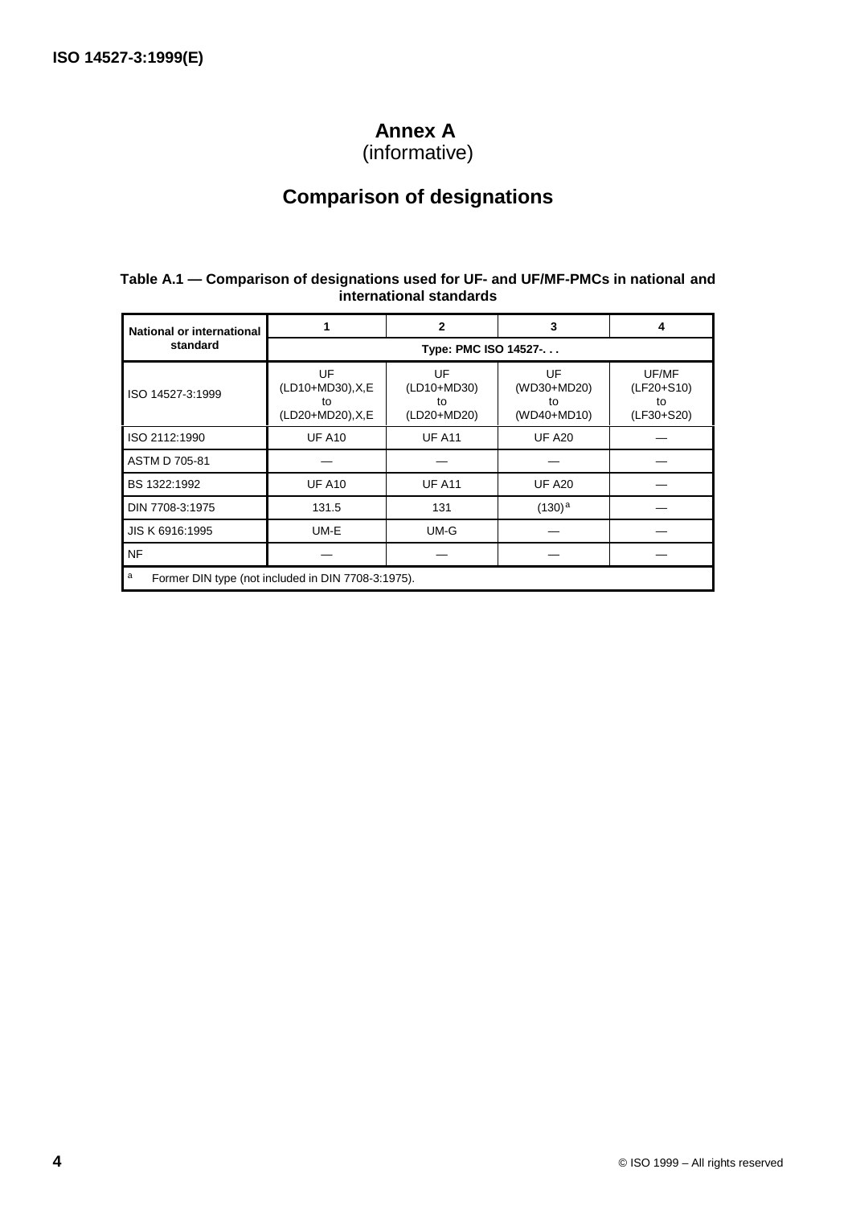# Annex A
(informative)

# Comparison of designations

**Table A.1 — Comparison of designations used for UF- and UF/MF-PMCs in national and international standards**

| National or international standard | 1 | 2 | 3 | 4 |
|---|---|---|---|---|
| | Type: PMC ISO 14527-. . . | | | |
| ISO 14527-3:1999 | UF (LD10+MD30),X,E to (LD20+MD20),X,E | UF (LD10+MD30) to (LD20+MD20) | UF (WD30+MD20) to (WD40+MD10) | UF/MF (LF20+S10) to (LF30+S20) |
| ISO 2112:1990 | UF A10 | UF A11 | UF A20 | — |
| ASTM D 705-81 | — | — | — | — |
| BS 1322:1992 | UF A10 | UF A11 | UF A20 | — |
| DIN 7708-3:1975 | 131.5 | 131 | (130) [a] | — |
| JIS K 6916:1995 | UM-E | UM-G | — | — |
| NF | — | — | — | — |

[a] Former DIN type (not included in DIN 7708-3:1975).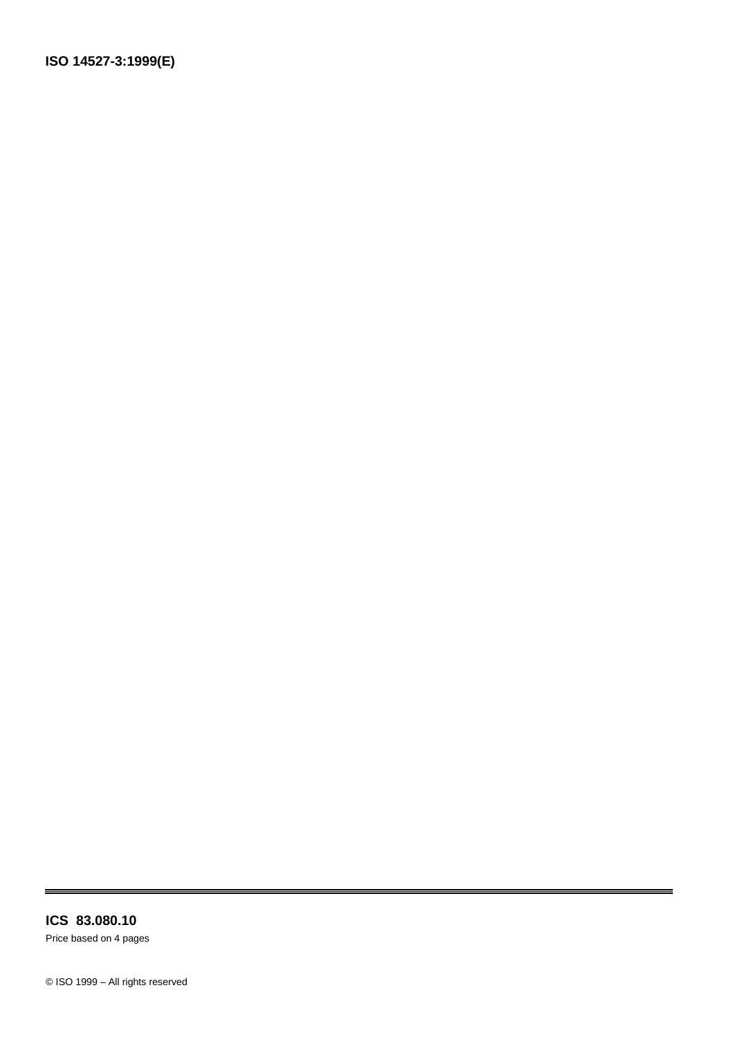**ICS 83.080.10**

Price based on 4 pages